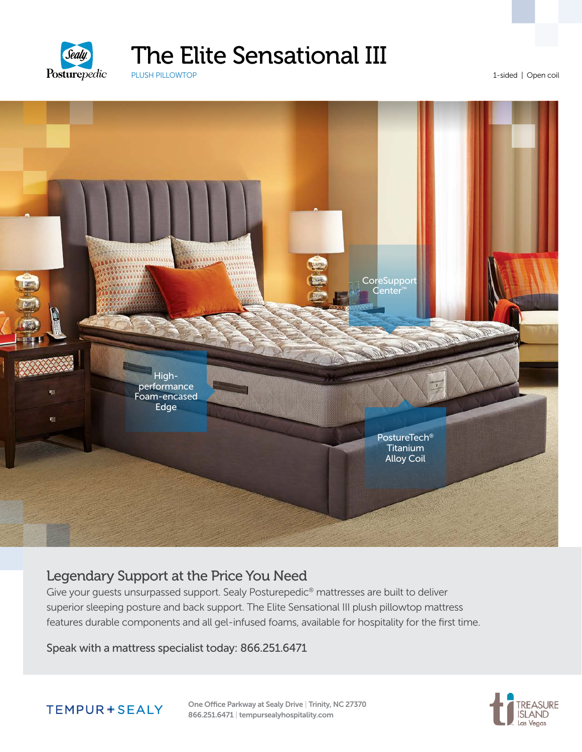Sealy Posturepedic

# The Elite Sensational III

PLUSH PILLOWTOP

1-sided | Open coil

CoreSupport Center™

High-performance Foam-encased Edge

PostureTech® Titanium Alloy Coil

## Legendary Support at the Price You Need

Give your guests unsurpassed support. Sealy Posturepedic® mattresses are built to deliver superior sleeping posture and back support. The Elite Sensational III plush pillowtop mattress features durable components and all gel-infused foams, available for hospitality for the first time.

Speak with a mattress specialist today: 866.251.6471

TEMPUR + SEALY

One Office Parkway at Sealy Drive | Trinity, NC 27370
866.251.6471 | tempursealyhospitality.com

TREASURE ISLAND Las Vegas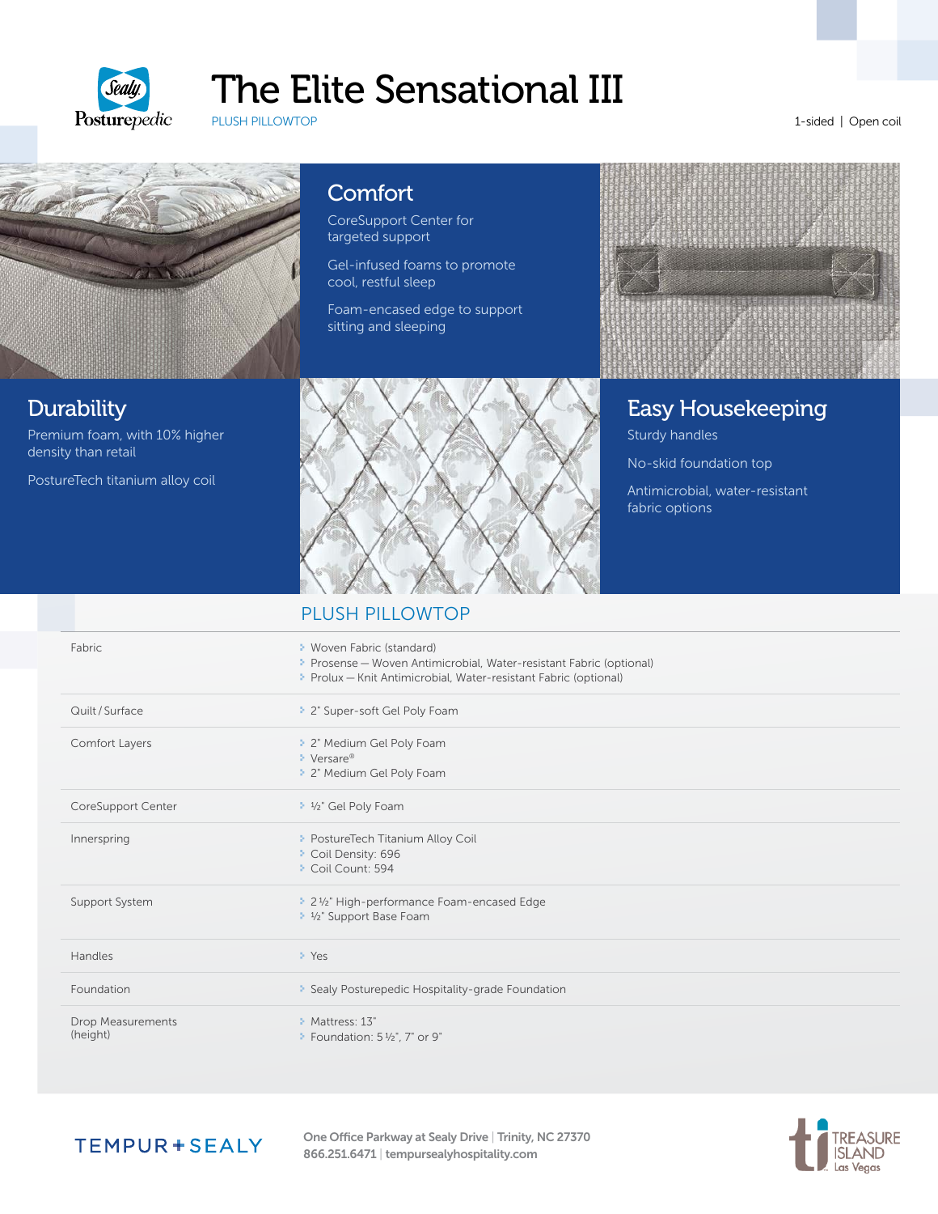Sealy Posturepedic

# The Elite Sensational III

PLUSH PILLOWTOP

1-sided | Open coil

## Comfort

CoreSupport Center for targeted support

Gel-infused foams to promote cool, restful sleep

Foam-encased edge to support sitting and sleeping

## Durability

Premium foam, with 10% higher density than retail

PostureTech titanium alloy coil

## Easy Housekeeping

Sturdy handles

No-skid foundation top

Antimicrobial, water-resistant fabric options

| | PLUSH PILLOWTOP |
|---|---|
| Fabric | • Woven Fabric (standard)<br>• Prosense — Woven Antimicrobial, Water-resistant Fabric (optional)<br>• Prolux — Knit Antimicrobial, Water-resistant Fabric (optional) |
| Quilt / Surface | • 2" Super-soft Gel Poly Foam |
| Comfort Layers | • 2" Medium Gel Poly Foam<br>• Versare®<br>• 2" Medium Gel Poly Foam |
| CoreSupport Center | • ½" Gel Poly Foam |
| Innerspring | • PostureTech Titanium Alloy Coil<br>• Coil Density: 696<br>• Coil Count: 594 |
| Support System | • 2 ½" High-performance Foam-encased Edge<br>• ½" Support Base Foam |
| Handles | • Yes |
| Foundation | • Sealy Posturepedic Hospitality-grade Foundation |
| Drop Measurements (height) | • Mattress: 13"<br>• Foundation: 5 ½", 7" or 9" |

TEMPUR + SEALY

One Office Parkway at Sealy Drive | Trinity, NC 27370
866.251.6471 | tempursealyhospitality.com

TREASURE ISLAND Las Vegas